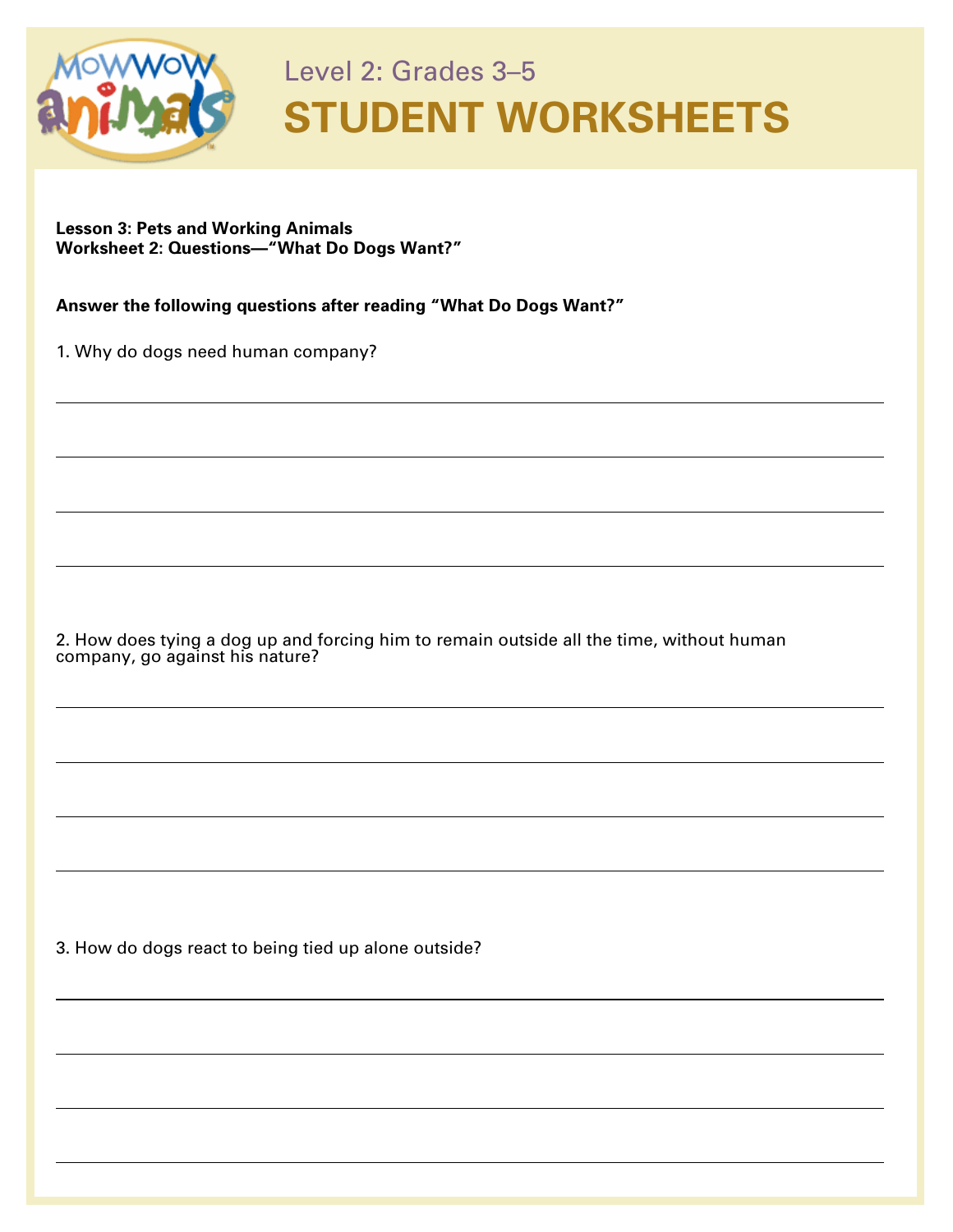Level 2: Grades 3–5

# STUDENT WORKSHEETS

**Lesson 3: Pets and Working Animals**
**Worksheet 2: Questions—"What Do Dogs Want?"**

**Answer the following questions after reading "What Do Dogs Want?"**

1. Why do dogs need human company?

______________________________________________

______________________________________________

______________________________________________

______________________________________________

2. How does tying a dog up and forcing him to remain outside all the time, without human company, go against his nature?

______________________________________________

______________________________________________

______________________________________________

______________________________________________

3. How do dogs react to being tied up alone outside?

______________________________________________

______________________________________________

______________________________________________

______________________________________________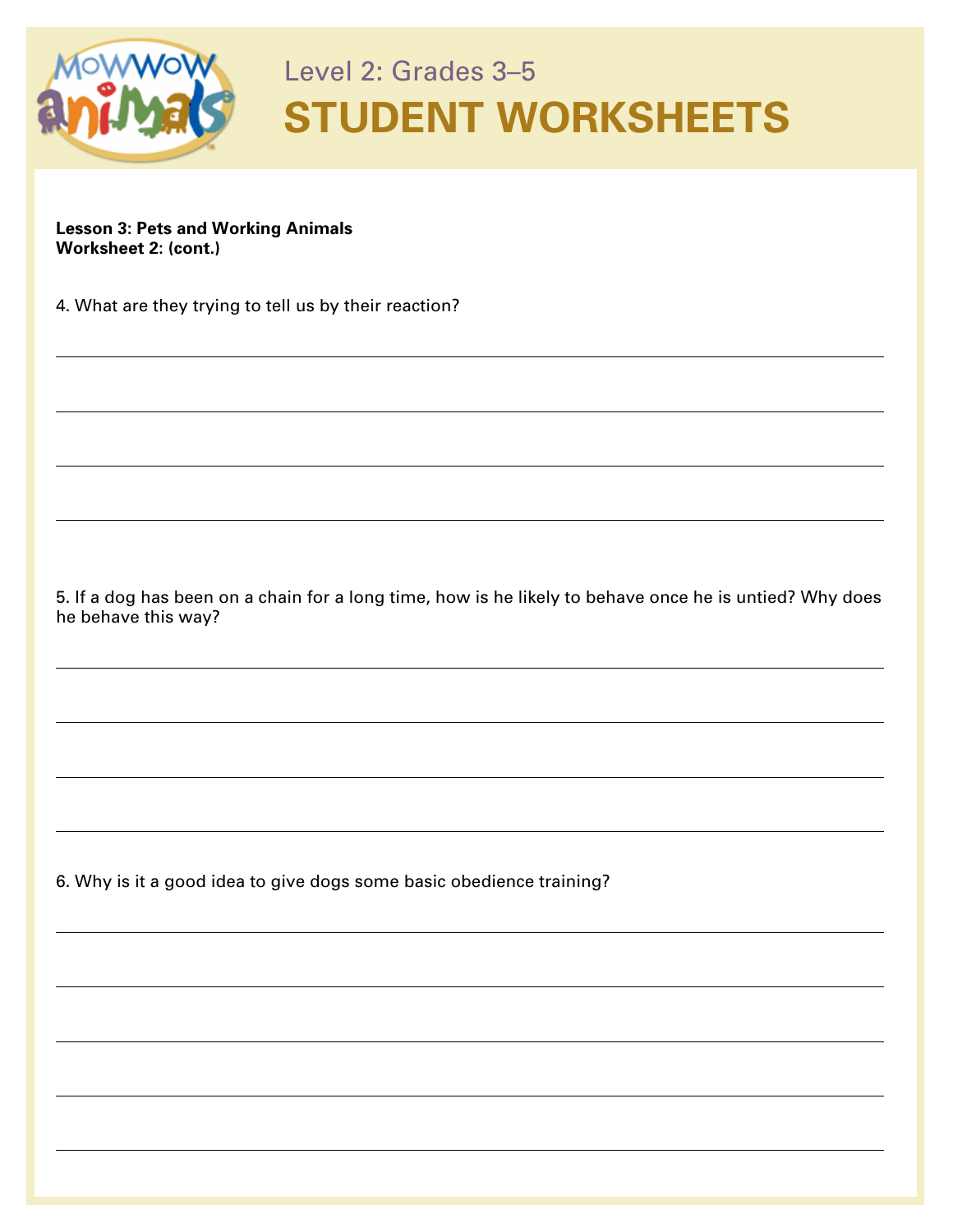# Level 2: Grades 3–5

# STUDENT WORKSHEETS

**Lesson 3: Pets and Working Animals**
**Worksheet 2: (cont.)**

4. What are they trying to tell us by their reaction?

---

---

---

---

5. If a dog has been on a chain for a long time, how is he likely to behave once he is untied? Why does he behave this way?

---

---

---

---

6. Why is it a good idea to give dogs some basic obedience training?

---

---

---

---

---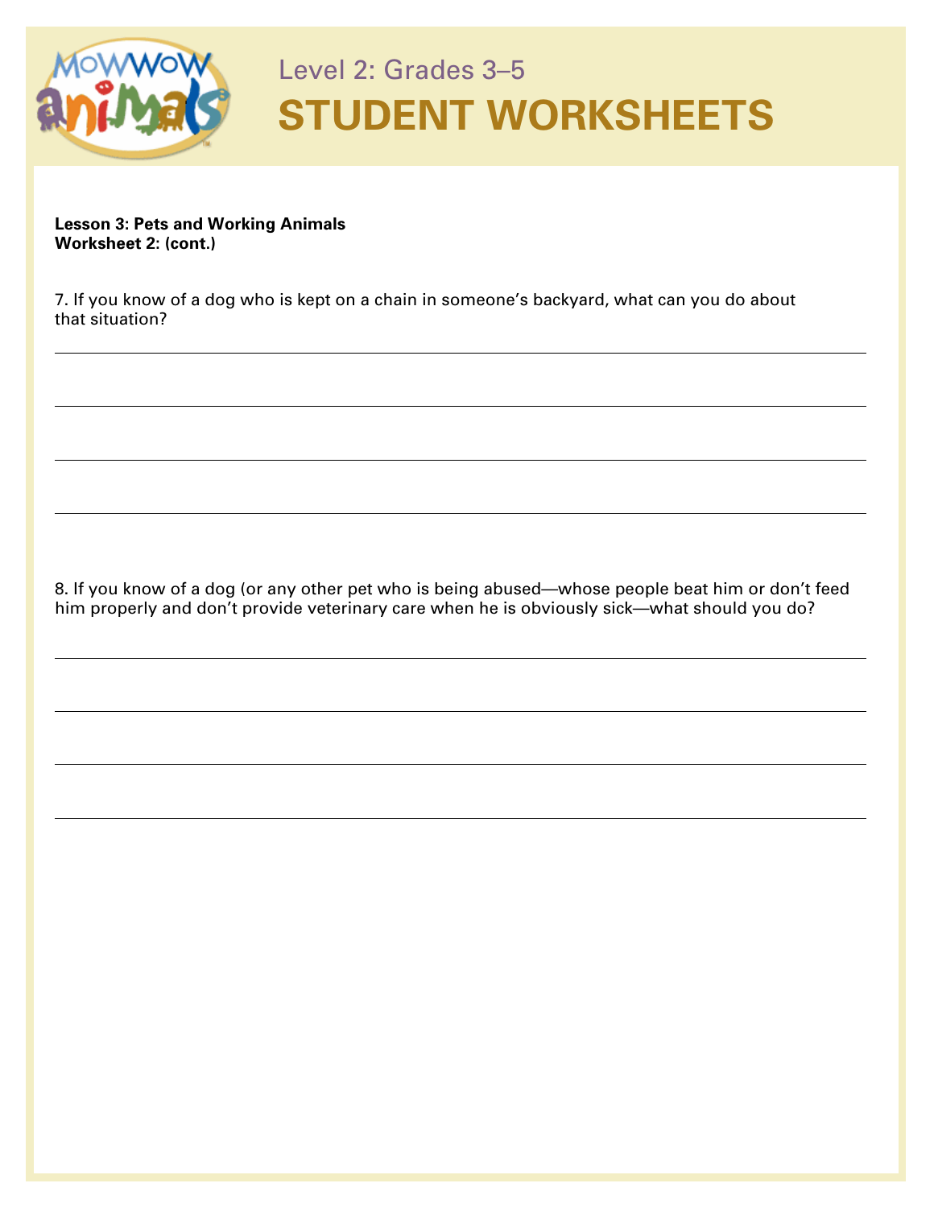# Level 2: Grades 3–5

# STUDENT WORKSHEETS

**Lesson 3: Pets and Working Animals**
**Worksheet 2: (cont.)**

7. If you know of a dog who is kept on a chain in someone's backyard, what can you do about that situation?

8. If you know of a dog (or any other pet who is being abused—whose people beat him or don't feed him properly and don't provide veterinary care when he is obviously sick—what should you do?